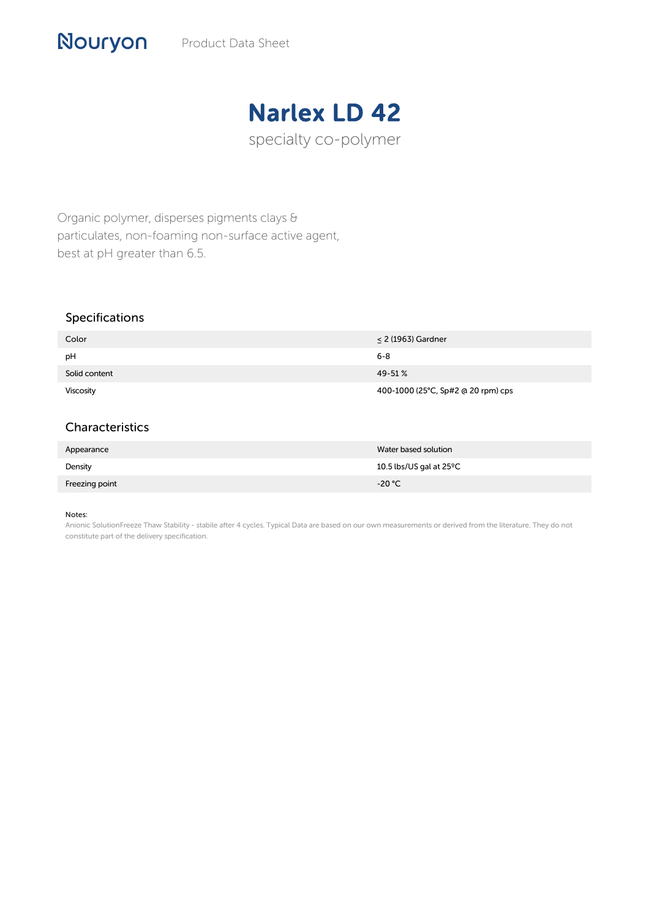Nouryon Product Data Sheet

# Narlex LD 42

specialty co-polymer

Organic polymer, disperses pigments clays & particulates, non-foaming non-surface active agent, best at pH greater than 6.5.

## Specifications

| | |
|---|---|
| Color | ≤ 2 (1963) Gardner |
| pH | 6-8 |
| Solid content | 49-51 % |
| Viscosity | 400-1000 (25°C, Sp#2 @ 20 rpm) cps |

## Characteristics

| | |
|---|---|
| Appearance | Water based solution |
| Density | 10.5 lbs/US gal at 25ºC |
| Freezing point | -20 °C |

Notes:
Anionic SolutionFreeze Thaw Stability - stabile after 4 cycles. Typical Data are based on our own measurements or derived from the literature. They do not constitute part of the delivery specification.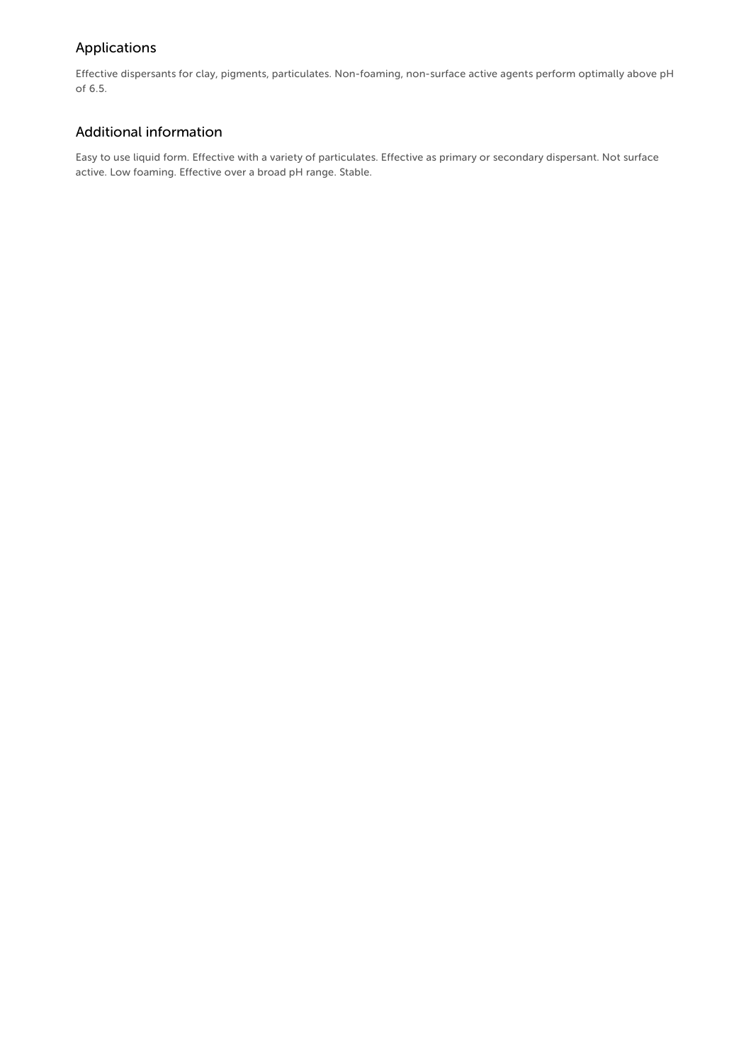## Applications

Effective dispersants for clay, pigments, particulates. Non-foaming, non-surface active agents perform optimally above pH of 6.5.

## Additional information

Easy to use liquid form. Effective with a variety of particulates. Effective as primary or secondary dispersant. Not surface active. Low foaming. Effective over a broad pH range. Stable.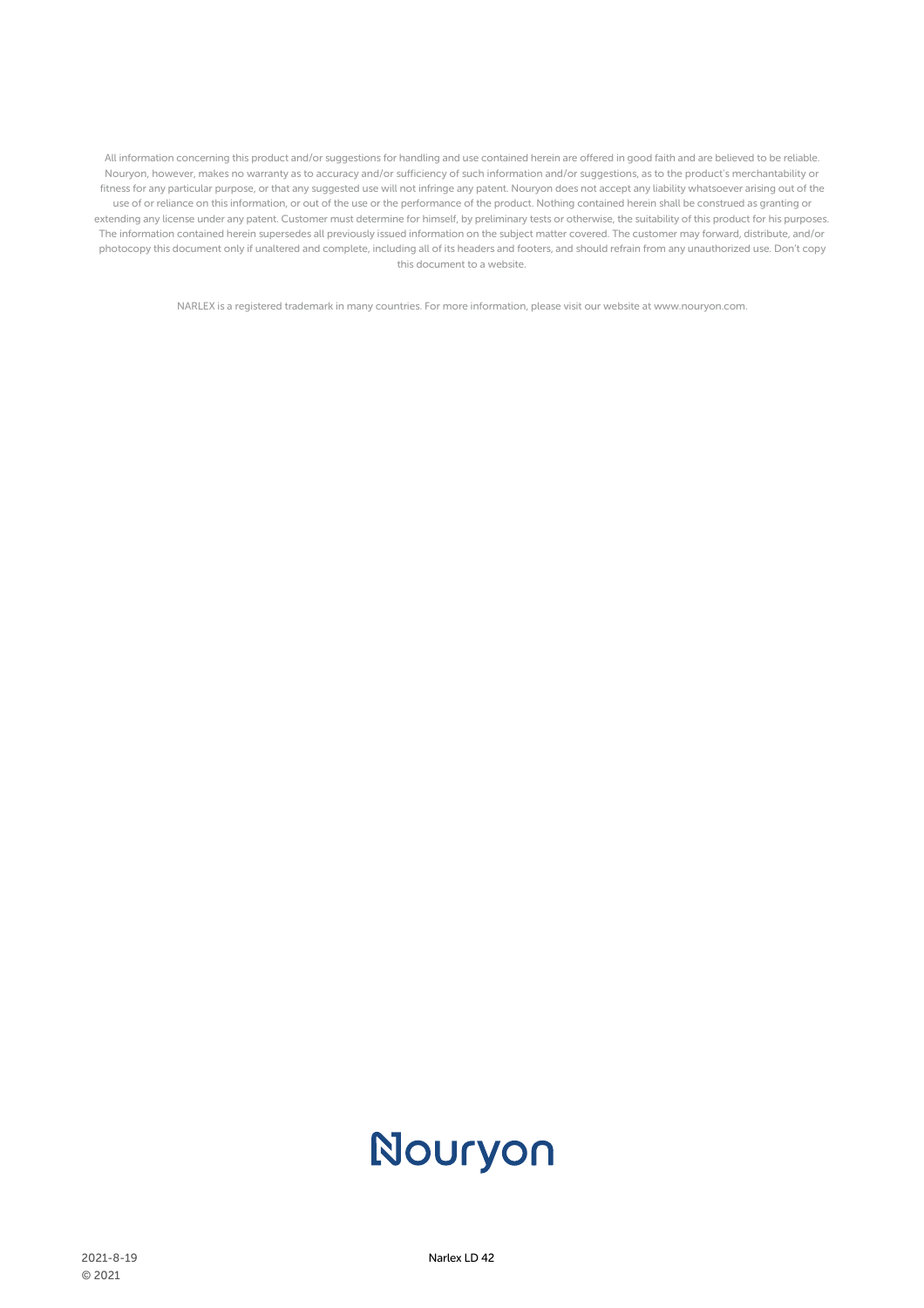All information concerning this product and/or suggestions for handling and use contained herein are offered in good faith and are believed to be reliable. Nouryon, however, makes no warranty as to accuracy and/or sufficiency of such information and/or suggestions, as to the product's merchantability or fitness for any particular purpose, or that any suggested use will not infringe any patent. Nouryon does not accept any liability whatsoever arising out of the use of or reliance on this information, or out of the use or the performance of the product. Nothing contained herein shall be construed as granting or extending any license under any patent. Customer must determine for himself, by preliminary tests or otherwise, the suitability of this product for his purposes. The information contained herein supersedes all previously issued information on the subject matter covered. The customer may forward, distribute, and/or photocopy this document only if unaltered and complete, including all of its headers and footers, and should refrain from any unauthorized use. Don't copy this document to a website.

NARLEX is a registered trademark in many countries. For more information, please visit our website at www.nouryon.com.

Nouryon

2021-8-19
© 2021